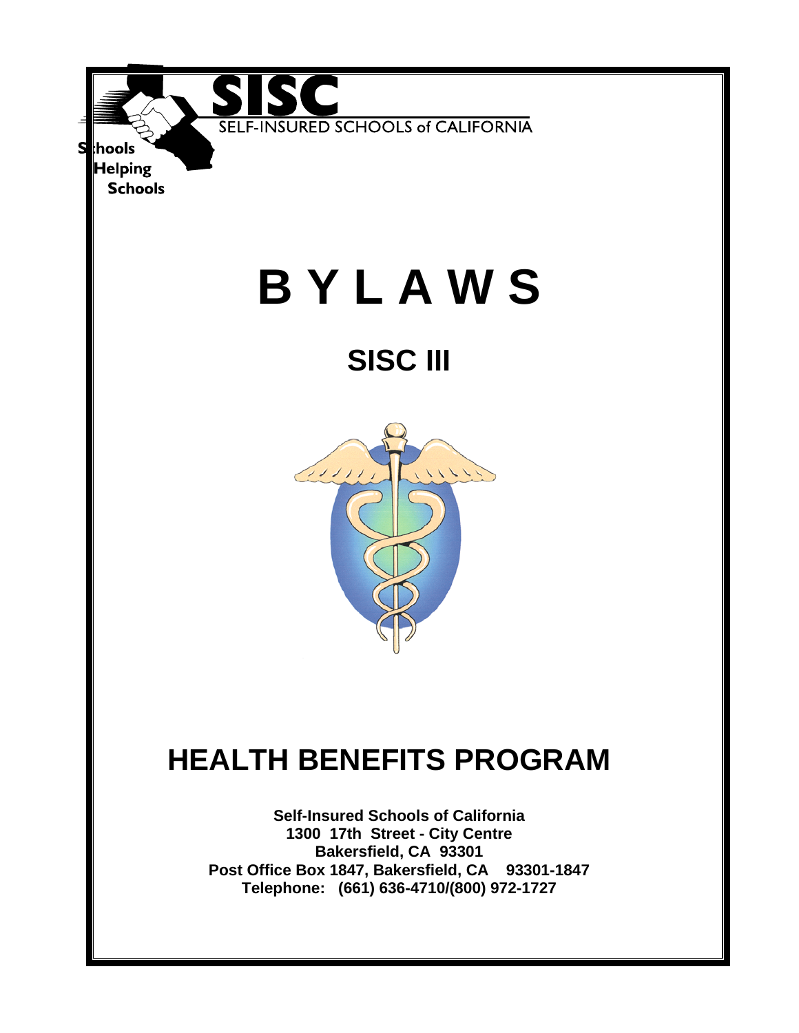SISC

SELF-INSURED SCHOOLS of CALIFORNIA

Schools Helping Schools

# B Y L A W S

## SISC III

# HEALTH BENEFITS PROGRAM

**Self-Insured Schools of California**
**1300 17th Street - City Centre**
**Bakersfield, CA 93301**
**Post Office Box 1847, Bakersfield, CA 93301-1847**
**Telephone: (661) 636-4710/(800) 972-1727**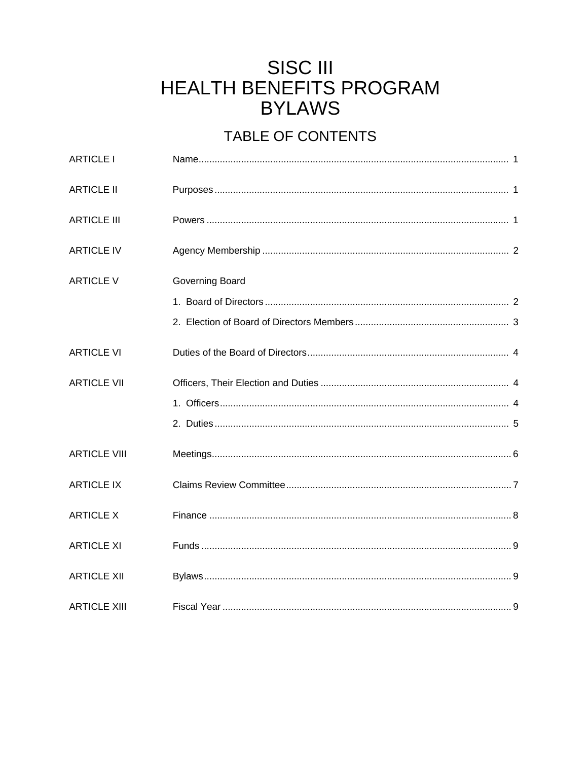# SISC III
# HEALTH BENEFITS PROGRAM
# BYLAWS

## TABLE OF CONTENTS

| | | |
|---|---|---|
| ARTICLE I | Name | 1 |
| ARTICLE II | Purposes | 1 |
| ARTICLE III | Powers | 1 |
| ARTICLE IV | Agency Membership | 2 |
| ARTICLE V | Governing Board | |
| | 1. Board of Directors | 2 |
| | 2. Election of Board of Directors Members | 3 |
| ARTICLE VI | Duties of the Board of Directors | 4 |
| ARTICLE VII | Officers, Their Election and Duties | 4 |
| | 1. Officers | 4 |
| | 2. Duties | 5 |
| ARTICLE VIII | Meetings | 6 |
| ARTICLE IX | Claims Review Committee | 7 |
| ARTICLE X | Finance | 8 |
| ARTICLE XI | Funds | 9 |
| ARTICLE XII | Bylaws | 9 |
| ARTICLE XIII | Fiscal Year | 9 |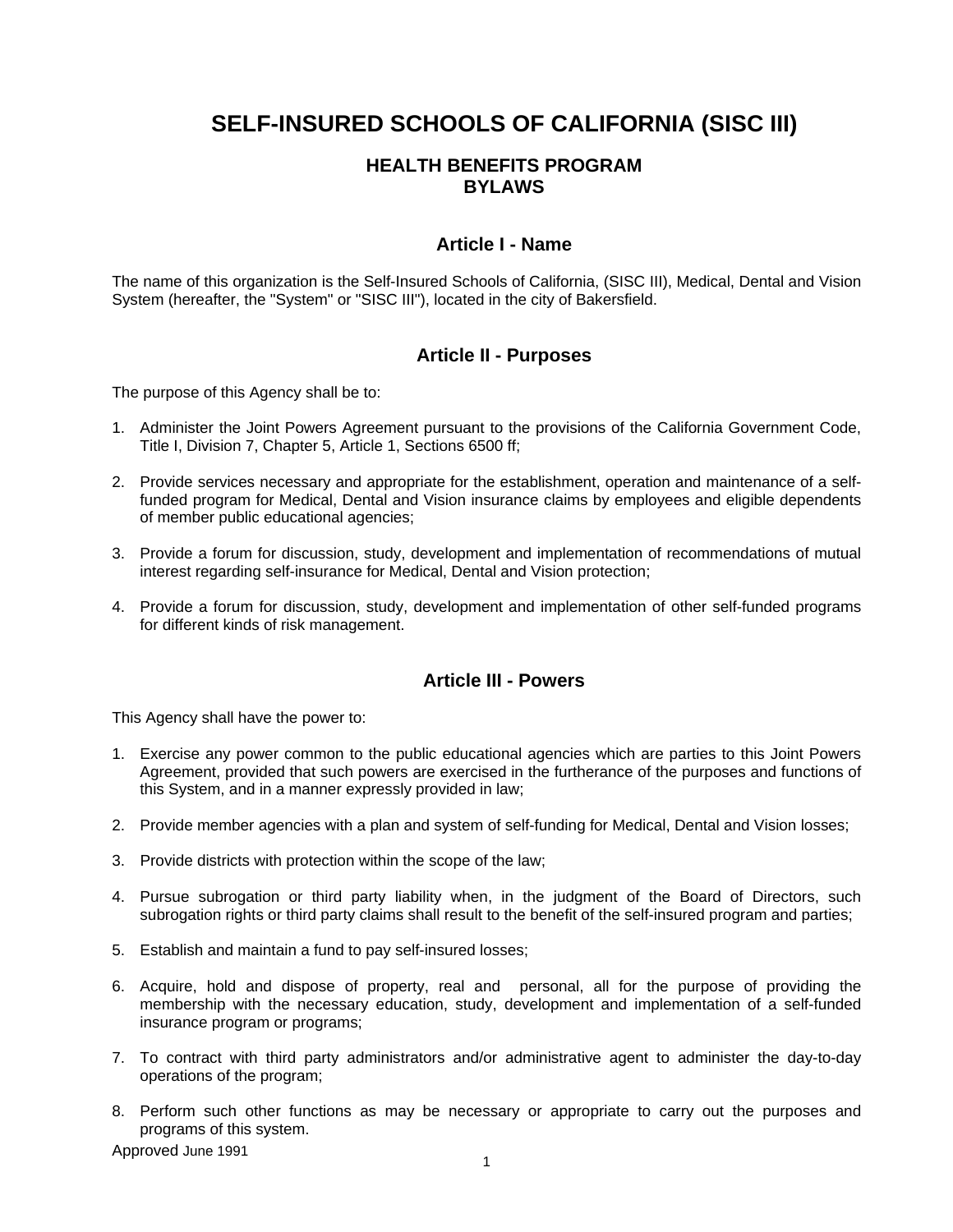# SELF-INSURED SCHOOLS OF CALIFORNIA (SISC III)

## HEALTH BENEFITS PROGRAM
## BYLAWS

### Article I - Name

The name of this organization is the Self-Insured Schools of California, (SISC III), Medical, Dental and Vision System (hereafter, the "System" or "SISC III"), located in the city of Bakersfield.

### Article II - Purposes

The purpose of this Agency shall be to:

1. Administer the Joint Powers Agreement pursuant to the provisions of the California Government Code, Title I, Division 7, Chapter 5, Article 1, Sections 6500 ff;
2. Provide services necessary and appropriate for the establishment, operation and maintenance of a self-funded program for Medical, Dental and Vision insurance claims by employees and eligible dependents of member public educational agencies;
3. Provide a forum for discussion, study, development and implementation of recommendations of mutual interest regarding self-insurance for Medical, Dental and Vision protection;
4. Provide a forum for discussion, study, development and implementation of other self-funded programs for different kinds of risk management.

### Article III - Powers

This Agency shall have the power to:

1. Exercise any power common to the public educational agencies which are parties to this Joint Powers Agreement, provided that such powers are exercised in the furtherance of the purposes and functions of this System, and in a manner expressly provided in law;
2. Provide member agencies with a plan and system of self-funding for Medical, Dental and Vision losses;
3. Provide districts with protection within the scope of the law;
4. Pursue subrogation or third party liability when, in the judgment of the Board of Directors, such subrogation rights or third party claims shall result to the benefit of the self-insured program and parties;
5. Establish and maintain a fund to pay self-insured losses;
6. Acquire, hold and dispose of property, real and personal, all for the purpose of providing the membership with the necessary education, study, development and implementation of a self-funded insurance program or programs;
7. To contract with third party administrators and/or administrative agent to administer the day-to-day operations of the program;
8. Perform such other functions as may be necessary or appropriate to carry out the purposes and programs of this system.

Approved June 1991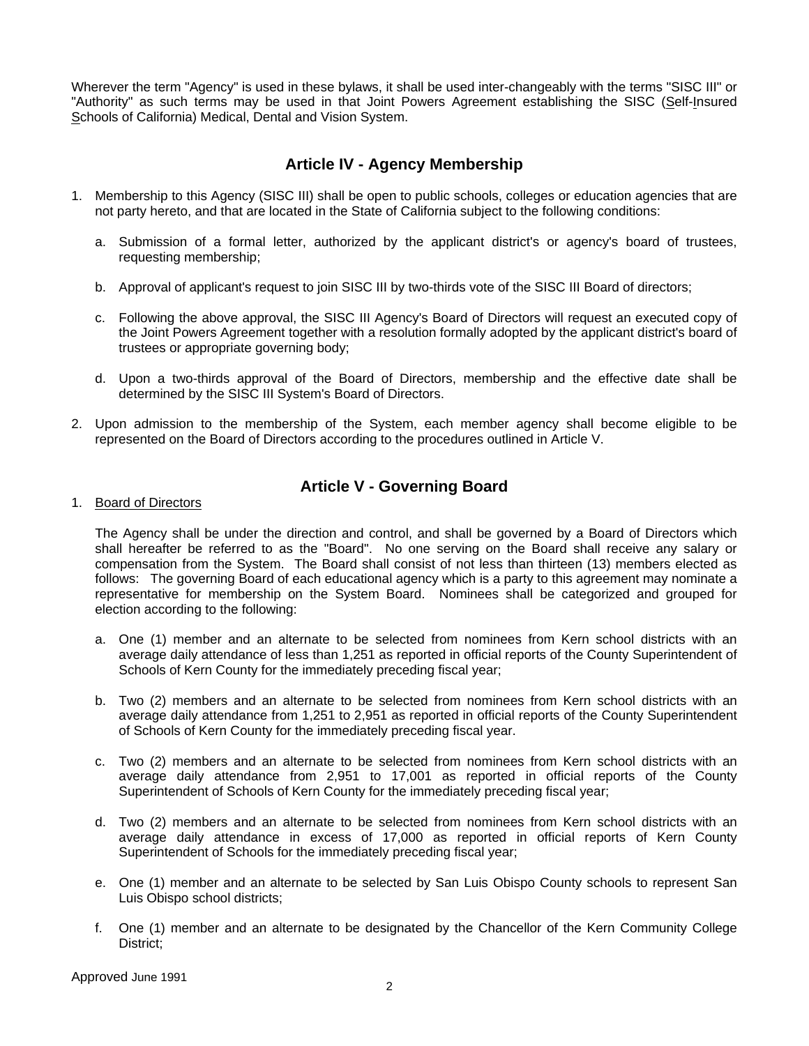Wherever the term "Agency" is used in these bylaws, it shall be used inter-changeably with the terms "SISC III" or "Authority" as such terms may be used in that Joint Powers Agreement establishing the SISC (Self-Insured Schools of California) Medical, Dental and Vision System.

## Article IV - Agency Membership

1. Membership to this Agency (SISC III) shall be open to public schools, colleges or education agencies that are not party hereto, and that are located in the State of California subject to the following conditions:

   a. Submission of a formal letter, authorized by the applicant district's or agency's board of trustees, requesting membership;

   b. Approval of applicant's request to join SISC III by two-thirds vote of the SISC III Board of directors;

   c. Following the above approval, the SISC III Agency's Board of Directors will request an executed copy of the Joint Powers Agreement together with a resolution formally adopted by the applicant district's board of trustees or appropriate governing body;

   d. Upon a two-thirds approval of the Board of Directors, membership and the effective date shall be determined by the SISC III System's Board of Directors.

2. Upon admission to the membership of the System, each member agency shall become eligible to be represented on the Board of Directors according to the procedures outlined in Article V.

## Article V - Governing Board

1. Board of Directors

   The Agency shall be under the direction and control, and shall be governed by a Board of Directors which shall hereafter be referred to as the "Board". No one serving on the Board shall receive any salary or compensation from the System. The Board shall consist of not less than thirteen (13) members elected as follows: The governing Board of each educational agency which is a party to this agreement may nominate a representative for membership on the System Board. Nominees shall be categorized and grouped for election according to the following:

   a. One (1) member and an alternate to be selected from nominees from Kern school districts with an average daily attendance of less than 1,251 as reported in official reports of the County Superintendent of Schools of Kern County for the immediately preceding fiscal year;

   b. Two (2) members and an alternate to be selected from nominees from Kern school districts with an average daily attendance from 1,251 to 2,951 as reported in official reports of the County Superintendent of Schools of Kern County for the immediately preceding fiscal year.

   c. Two (2) members and an alternate to be selected from nominees from Kern school districts with an average daily attendance from 2,951 to 17,001 as reported in official reports of the County Superintendent of Schools of Kern County for the immediately preceding fiscal year;

   d. Two (2) members and an alternate to be selected from nominees from Kern school districts with an average daily attendance in excess of 17,000 as reported in official reports of Kern County Superintendent of Schools for the immediately preceding fiscal year;

   e. One (1) member and an alternate to be selected by San Luis Obispo County schools to represent San Luis Obispo school districts;

   f. One (1) member and an alternate to be designated by the Chancellor of the Kern Community College District;

Approved June 1991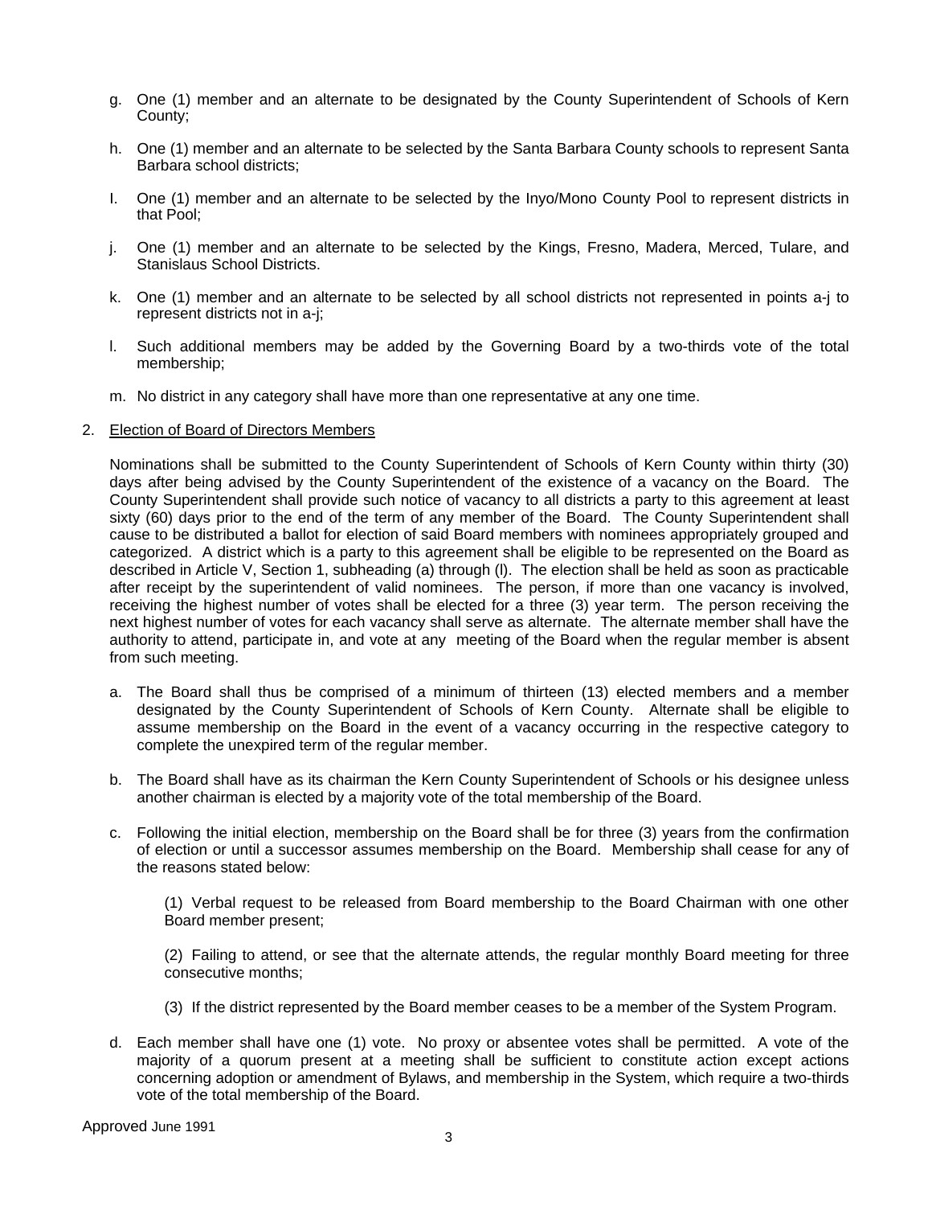g. One (1) member and an alternate to be designated by the County Superintendent of Schools of Kern County;

h. One (1) member and an alternate to be selected by the Santa Barbara County schools to represent Santa Barbara school districts;

I. One (1) member and an alternate to be selected by the Inyo/Mono County Pool to represent districts in that Pool;

j. One (1) member and an alternate to be selected by the Kings, Fresno, Madera, Merced, Tulare, and Stanislaus School Districts.

k. One (1) member and an alternate to be selected by all school districts not represented in points a-j to represent districts not in a-j;

l. Such additional members may be added by the Governing Board by a two-thirds vote of the total membership;

m. No district in any category shall have more than one representative at any one time.

2. Election of Board of Directors Members

Nominations shall be submitted to the County Superintendent of Schools of Kern County within thirty (30) days after being advised by the County Superintendent of the existence of a vacancy on the Board. The County Superintendent shall provide such notice of vacancy to all districts a party to this agreement at least sixty (60) days prior to the end of the term of any member of the Board. The County Superintendent shall cause to be distributed a ballot for election of said Board members with nominees appropriately grouped and categorized. A district which is a party to this agreement shall be eligible to be represented on the Board as described in Article V, Section 1, subheading (a) through (l). The election shall be held as soon as practicable after receipt by the superintendent of valid nominees. The person, if more than one vacancy is involved, receiving the highest number of votes shall be elected for a three (3) year term. The person receiving the next highest number of votes for each vacancy shall serve as alternate. The alternate member shall have the authority to attend, participate in, and vote at any meeting of the Board when the regular member is absent from such meeting.

a. The Board shall thus be comprised of a minimum of thirteen (13) elected members and a member designated by the County Superintendent of Schools of Kern County. Alternate shall be eligible to assume membership on the Board in the event of a vacancy occurring in the respective category to complete the unexpired term of the regular member.

b. The Board shall have as its chairman the Kern County Superintendent of Schools or his designee unless another chairman is elected by a majority vote of the total membership of the Board.

c. Following the initial election, membership on the Board shall be for three (3) years from the confirmation of election or until a successor assumes membership on the Board. Membership shall cease for any of the reasons stated below:

(1) Verbal request to be released from Board membership to the Board Chairman with one other Board member present;

(2) Failing to attend, or see that the alternate attends, the regular monthly Board meeting for three consecutive months;

(3) If the district represented by the Board member ceases to be a member of the System Program.

d. Each member shall have one (1) vote. No proxy or absentee votes shall be permitted. A vote of the majority of a quorum present at a meeting shall be sufficient to constitute action except actions concerning adoption or amendment of Bylaws, and membership in the System, which require a two-thirds vote of the total membership of the Board.

Approved June 1991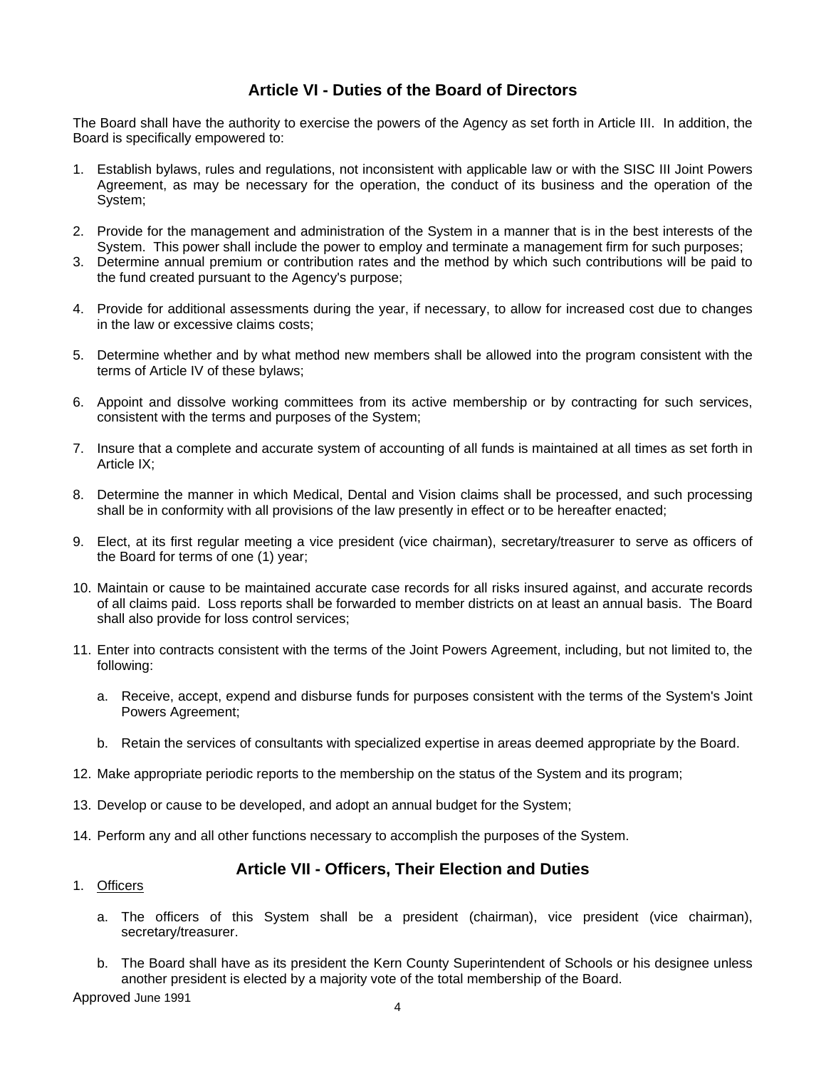## Article VI - Duties of the Board of Directors

The Board shall have the authority to exercise the powers of the Agency as set forth in Article III. In addition, the Board is specifically empowered to:

1. Establish bylaws, rules and regulations, not inconsistent with applicable law or with the SISC III Joint Powers Agreement, as may be necessary for the operation, the conduct of its business and the operation of the System;

2. Provide for the management and administration of the System in a manner that is in the best interests of the System. This power shall include the power to employ and terminate a management firm for such purposes;

3. Determine annual premium or contribution rates and the method by which such contributions will be paid to the fund created pursuant to the Agency's purpose;

4. Provide for additional assessments during the year, if necessary, to allow for increased cost due to changes in the law or excessive claims costs;

5. Determine whether and by what method new members shall be allowed into the program consistent with the terms of Article IV of these bylaws;

6. Appoint and dissolve working committees from its active membership or by contracting for such services, consistent with the terms and purposes of the System;

7. Insure that a complete and accurate system of accounting of all funds is maintained at all times as set forth in Article IX;

8. Determine the manner in which Medical, Dental and Vision claims shall be processed, and such processing shall be in conformity with all provisions of the law presently in effect or to be hereafter enacted;

9. Elect, at its first regular meeting a vice president (vice chairman), secretary/treasurer to serve as officers of the Board for terms of one (1) year;

10. Maintain or cause to be maintained accurate case records for all risks insured against, and accurate records of all claims paid. Loss reports shall be forwarded to member districts on at least an annual basis. The Board shall also provide for loss control services;

11. Enter into contracts consistent with the terms of the Joint Powers Agreement, including, but not limited to, the following:

    a. Receive, accept, expend and disburse funds for purposes consistent with the terms of the System's Joint Powers Agreement;

    b. Retain the services of consultants with specialized expertise in areas deemed appropriate by the Board.

12. Make appropriate periodic reports to the membership on the status of the System and its program;

13. Develop or cause to be developed, and adopt an annual budget for the System;

14. Perform any and all other functions necessary to accomplish the purposes of the System.

## Article VII - Officers, Their Election and Duties

1. Officers

    a. The officers of this System shall be a president (chairman), vice president (vice chairman), secretary/treasurer.

    b. The Board shall have as its president the Kern County Superintendent of Schools or his designee unless another president is elected by a majority vote of the total membership of the Board.

Approved June 1991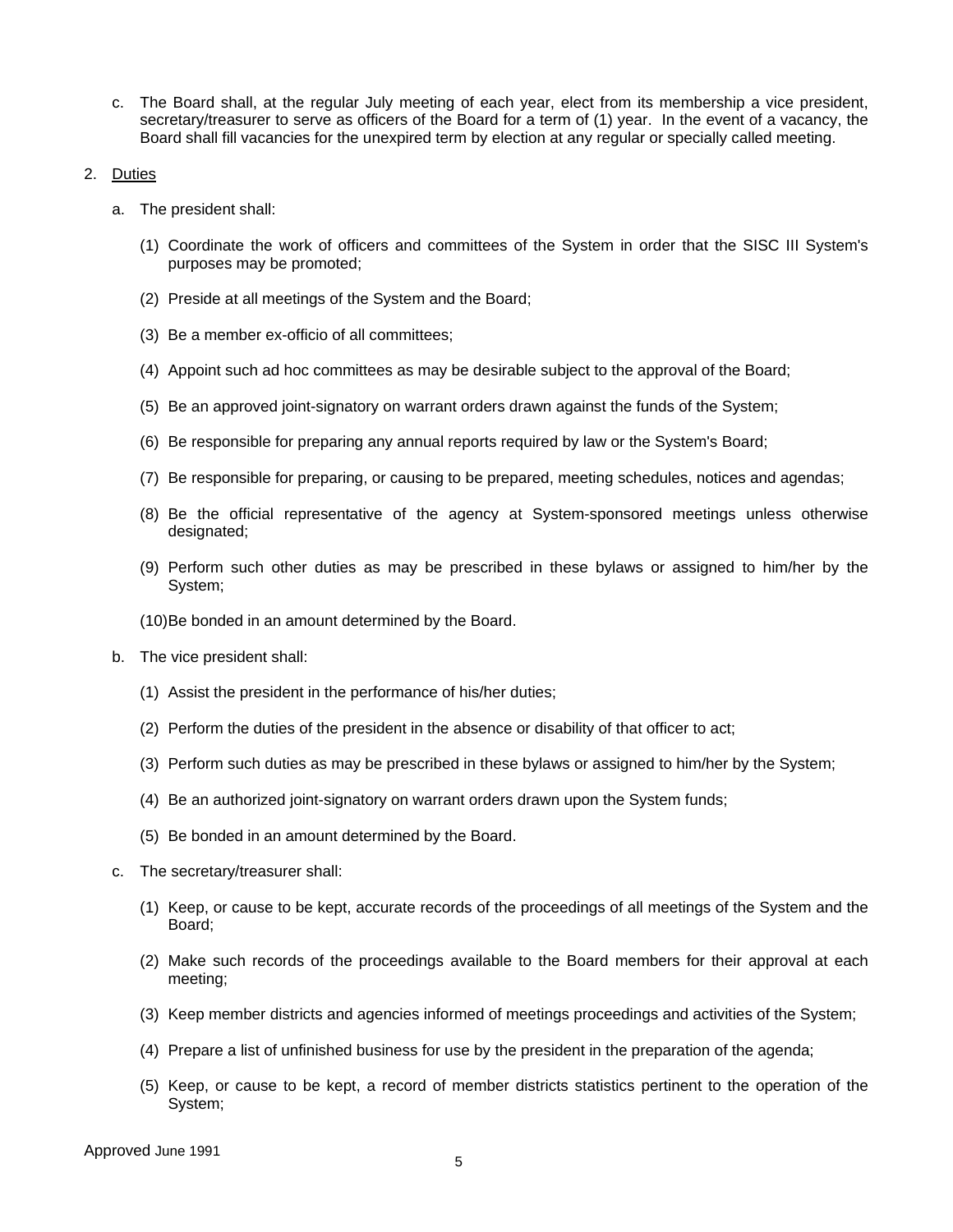c. The Board shall, at the regular July meeting of each year, elect from its membership a vice president, secretary/treasurer to serve as officers of the Board for a term of (1) year. In the event of a vacancy, the Board shall fill vacancies for the unexpired term by election at any regular or specially called meeting.

2. <u>Duties</u>

   a. The president shall:

      (1) Coordinate the work of officers and committees of the System in order that the SISC III System's purposes may be promoted;

      (2) Preside at all meetings of the System and the Board;

      (3) Be a member ex-officio of all committees;

      (4) Appoint such ad hoc committees as may be desirable subject to the approval of the Board;

      (5) Be an approved joint-signatory on warrant orders drawn against the funds of the System;

      (6) Be responsible for preparing any annual reports required by law or the System's Board;

      (7) Be responsible for preparing, or causing to be prepared, meeting schedules, notices and agendas;

      (8) Be the official representative of the agency at System-sponsored meetings unless otherwise designated;

      (9) Perform such other duties as may be prescribed in these bylaws or assigned to him/her by the System;

      (10) Be bonded in an amount determined by the Board.

   b. The vice president shall:

      (1) Assist the president in the performance of his/her duties;

      (2) Perform the duties of the president in the absence or disability of that officer to act;

      (3) Perform such duties as may be prescribed in these bylaws or assigned to him/her by the System;

      (4) Be an authorized joint-signatory on warrant orders drawn upon the System funds;

      (5) Be bonded in an amount determined by the Board.

   c. The secretary/treasurer shall:

      (1) Keep, or cause to be kept, accurate records of the proceedings of all meetings of the System and the Board;

      (2) Make such records of the proceedings available to the Board members for their approval at each meeting;

      (3) Keep member districts and agencies informed of meetings proceedings and activities of the System;

      (4) Prepare a list of unfinished business for use by the president in the preparation of the agenda;

      (5) Keep, or cause to be kept, a record of member districts statistics pertinent to the operation of the System;

Approved June 1991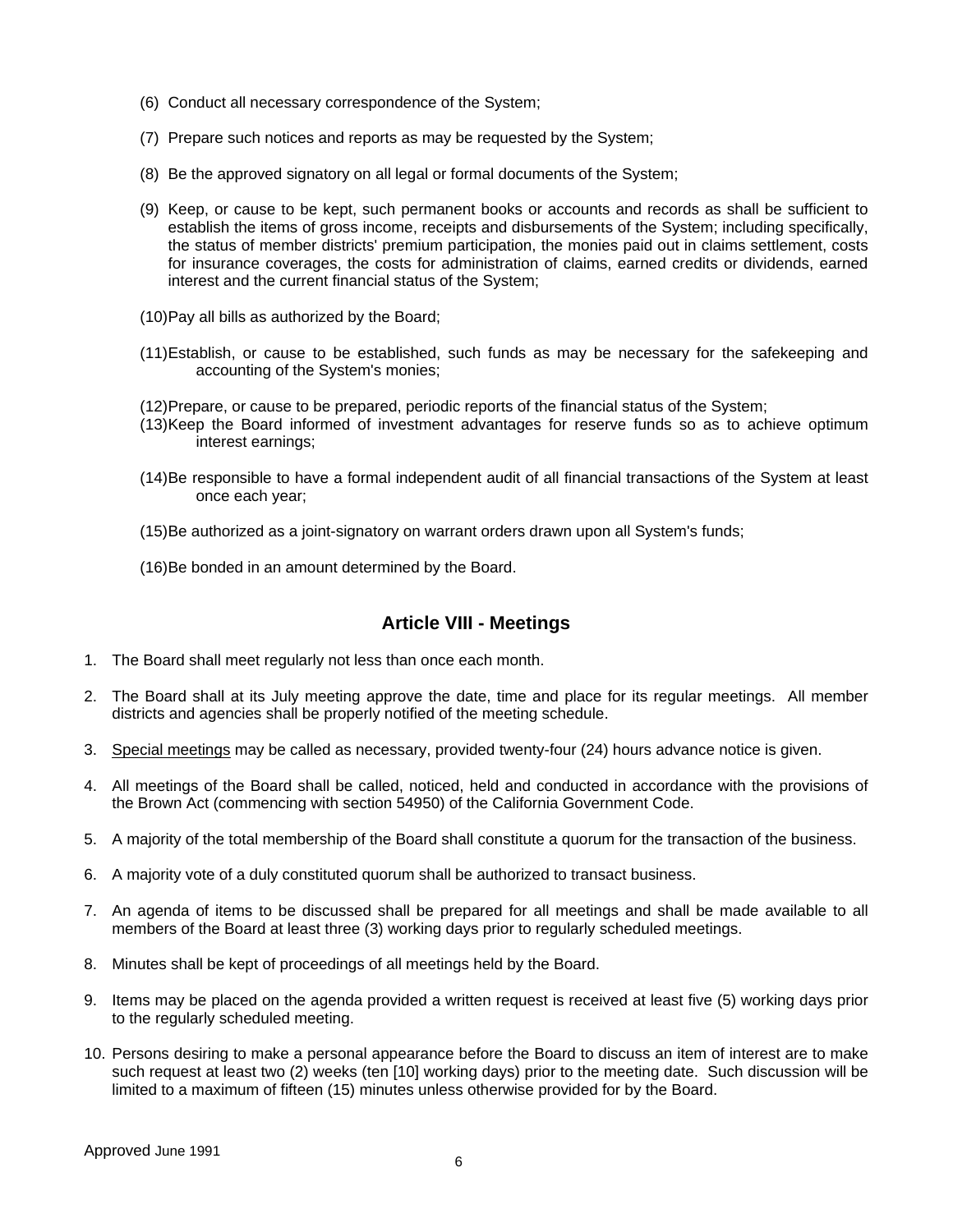(6) Conduct all necessary correspondence of the System;

(7) Prepare such notices and reports as may be requested by the System;

(8) Be the approved signatory on all legal or formal documents of the System;

(9) Keep, or cause to be kept, such permanent books or accounts and records as shall be sufficient to establish the items of gross income, receipts and disbursements of the System; including specifically, the status of member districts' premium participation, the monies paid out in claims settlement, costs for insurance coverages, the costs for administration of claims, earned credits or dividends, earned interest and the current financial status of the System;

(10) Pay all bills as authorized by the Board;

(11) Establish, or cause to be established, such funds as may be necessary for the safekeeping and accounting of the System's monies;

(12) Prepare, or cause to be prepared, periodic reports of the financial status of the System;

(13) Keep the Board informed of investment advantages for reserve funds so as to achieve optimum interest earnings;

(14) Be responsible to have a formal independent audit of all financial transactions of the System at least once each year;

(15) Be authorized as a joint-signatory on warrant orders drawn upon all System's funds;

(16) Be bonded in an amount determined by the Board.

## Article VIII - Meetings

1. The Board shall meet regularly not less than once each month.

2. The Board shall at its July meeting approve the date, time and place for its regular meetings. All member districts and agencies shall be properly notified of the meeting schedule.

3. <u>Special meetings</u> may be called as necessary, provided twenty-four (24) hours advance notice is given.

4. All meetings of the Board shall be called, noticed, held and conducted in accordance with the provisions of the Brown Act (commencing with section 54950) of the California Government Code.

5. A majority of the total membership of the Board shall constitute a quorum for the transaction of the business.

6. A majority vote of a duly constituted quorum shall be authorized to transact business.

7. An agenda of items to be discussed shall be prepared for all meetings and shall be made available to all members of the Board at least three (3) working days prior to regularly scheduled meetings.

8. Minutes shall be kept of proceedings of all meetings held by the Board.

9. Items may be placed on the agenda provided a written request is received at least five (5) working days prior to the regularly scheduled meeting.

10. Persons desiring to make a personal appearance before the Board to discuss an item of interest are to make such request at least two (2) weeks (ten [10] working days) prior to the meeting date. Such discussion will be limited to a maximum of fifteen (15) minutes unless otherwise provided for by the Board.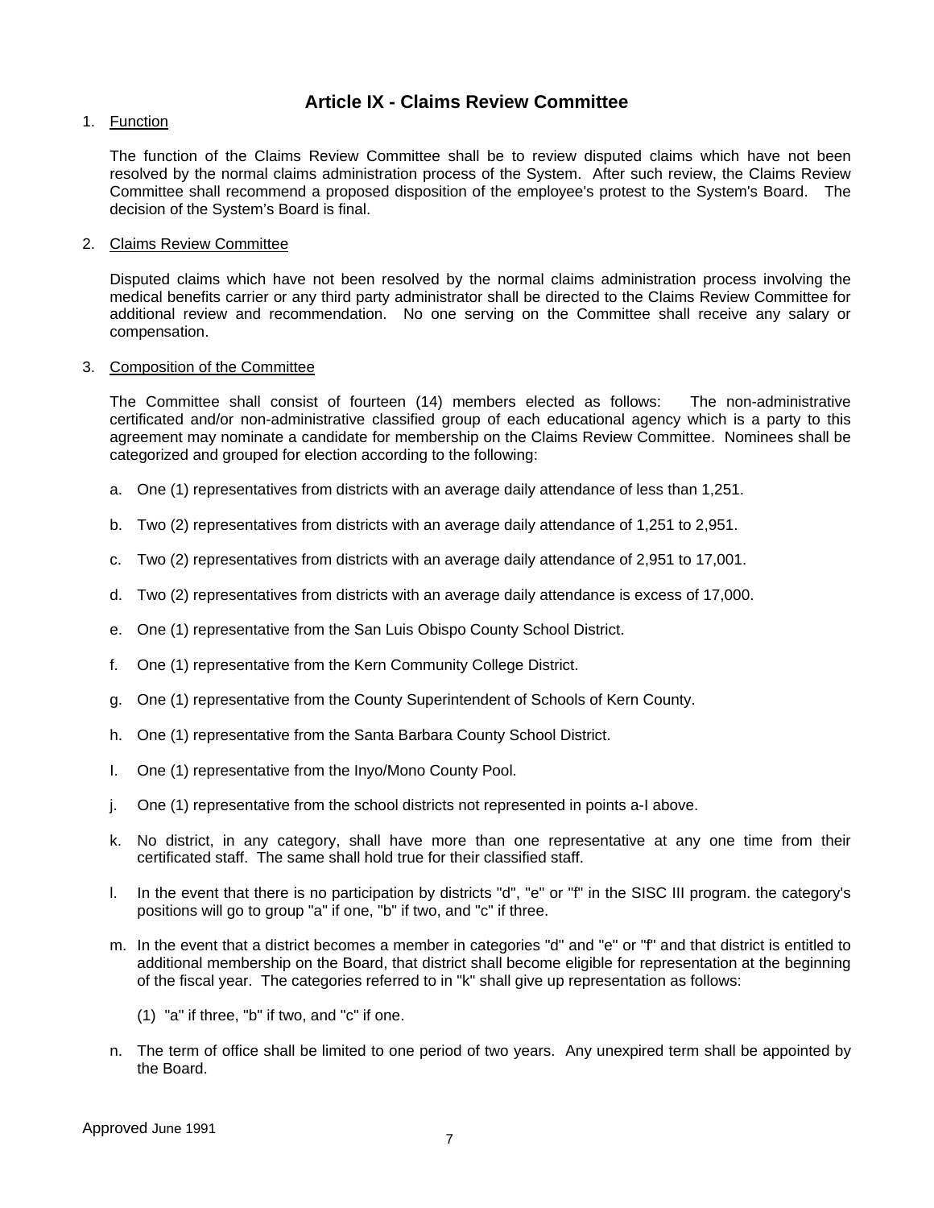## Article IX - Claims Review Committee

1. Function

   The function of the Claims Review Committee shall be to review disputed claims which have not been resolved by the normal claims administration process of the System. After such review, the Claims Review Committee shall recommend a proposed disposition of the employee's protest to the System's Board. The decision of the System's Board is final.

2. Claims Review Committee

   Disputed claims which have not been resolved by the normal claims administration process involving the medical benefits carrier or any third party administrator shall be directed to the Claims Review Committee for additional review and recommendation. No one serving on the Committee shall receive any salary or compensation.

3. Composition of the Committee

   The Committee shall consist of fourteen (14) members elected as follows: The non-administrative certificated and/or non-administrative classified group of each educational agency which is a party to this agreement may nominate a candidate for membership on the Claims Review Committee. Nominees shall be categorized and grouped for election according to the following:

   a. One (1) representatives from districts with an average daily attendance of less than 1,251.

   b. Two (2) representatives from districts with an average daily attendance of 1,251 to 2,951.

   c. Two (2) representatives from districts with an average daily attendance of 2,951 to 17,001.

   d. Two (2) representatives from districts with an average daily attendance is excess of 17,000.

   e. One (1) representative from the San Luis Obispo County School District.

   f. One (1) representative from the Kern Community College District.

   g. One (1) representative from the County Superintendent of Schools of Kern County.

   h. One (1) representative from the Santa Barbara County School District.

   I. One (1) representative from the Inyo/Mono County Pool.

   j. One (1) representative from the school districts not represented in points a-I above.

   k. No district, in any category, shall have more than one representative at any one time from their certificated staff. The same shall hold true for their classified staff.

   l. In the event that there is no participation by districts "d", "e" or "f" in the SISC III program. the category's positions will go to group "a" if one, "b" if two, and "c" if three.

   m. In the event that a district becomes a member in categories "d" and "e" or "f" and that district is entitled to additional membership on the Board, that district shall become eligible for representation at the beginning of the fiscal year. The categories referred to in "k" shall give up representation as follows:

      (1) "a" if three, "b" if two, and "c" if one.

   n. The term of office shall be limited to one period of two years. Any unexpired term shall be appointed by the Board.

Approved June 1991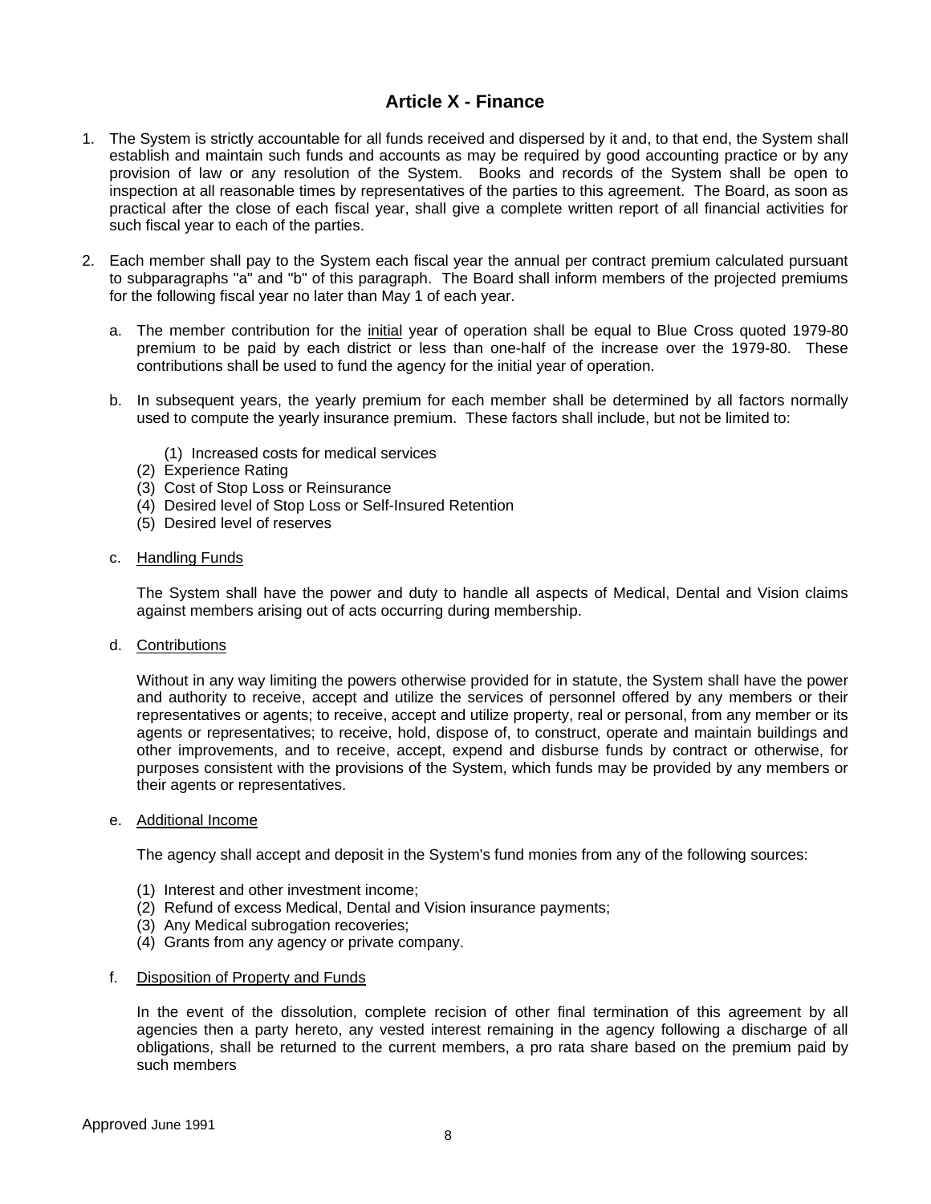## Article X - Finance

1. The System is strictly accountable for all funds received and dispersed by it and, to that end, the System shall establish and maintain such funds and accounts as may be required by good accounting practice or by any provision of law or any resolution of the System. Books and records of the System shall be open to inspection at all reasonable times by representatives of the parties to this agreement. The Board, as soon as practical after the close of each fiscal year, shall give a complete written report of all financial activities for such fiscal year to each of the parties.

2. Each member shall pay to the System each fiscal year the annual per contract premium calculated pursuant to subparagraphs "a" and "b" of this paragraph. The Board shall inform members of the projected premiums for the following fiscal year no later than May 1 of each year.

   a. The member contribution for the <u>initial</u> year of operation shall be equal to Blue Cross quoted 1979-80 premium to be paid by each district or less than one-half of the increase over the 1979-80. These contributions shall be used to fund the agency for the initial year of operation.

   b. In subsequent years, the yearly premium for each member shall be determined by all factors normally used to compute the yearly insurance premium. These factors shall include, but not be limited to:

      (1) Increased costs for medical services
      (2) Experience Rating
      (3) Cost of Stop Loss or Reinsurance
      (4) Desired level of Stop Loss or Self-Insured Retention
      (5) Desired level of reserves

   c. <u>Handling Funds</u>

      The System shall have the power and duty to handle all aspects of Medical, Dental and Vision claims against members arising out of acts occurring during membership.

   d. <u>Contributions</u>

      Without in any way limiting the powers otherwise provided for in statute, the System shall have the power and authority to receive, accept and utilize the services of personnel offered by any members or their representatives or agents; to receive, accept and utilize property, real or personal, from any member or its agents or representatives; to receive, hold, dispose of, to construct, operate and maintain buildings and other improvements, and to receive, accept, expend and disburse funds by contract or otherwise, for purposes consistent with the provisions of the System, which funds may be provided by any members or their agents or representatives.

   e. <u>Additional Income</u>

      The agency shall accept and deposit in the System's fund monies from any of the following sources:

      (1) Interest and other investment income;
      (2) Refund of excess Medical, Dental and Vision insurance payments;
      (3) Any Medical subrogation recoveries;
      (4) Grants from any agency or private company.

   f. <u>Disposition of Property and Funds</u>

      In the event of the dissolution, complete recision of other final termination of this agreement by all agencies then a party hereto, any vested interest remaining in the agency following a discharge of all obligations, shall be returned to the current members, a pro rata share based on the premium paid by such members

Approved June 1991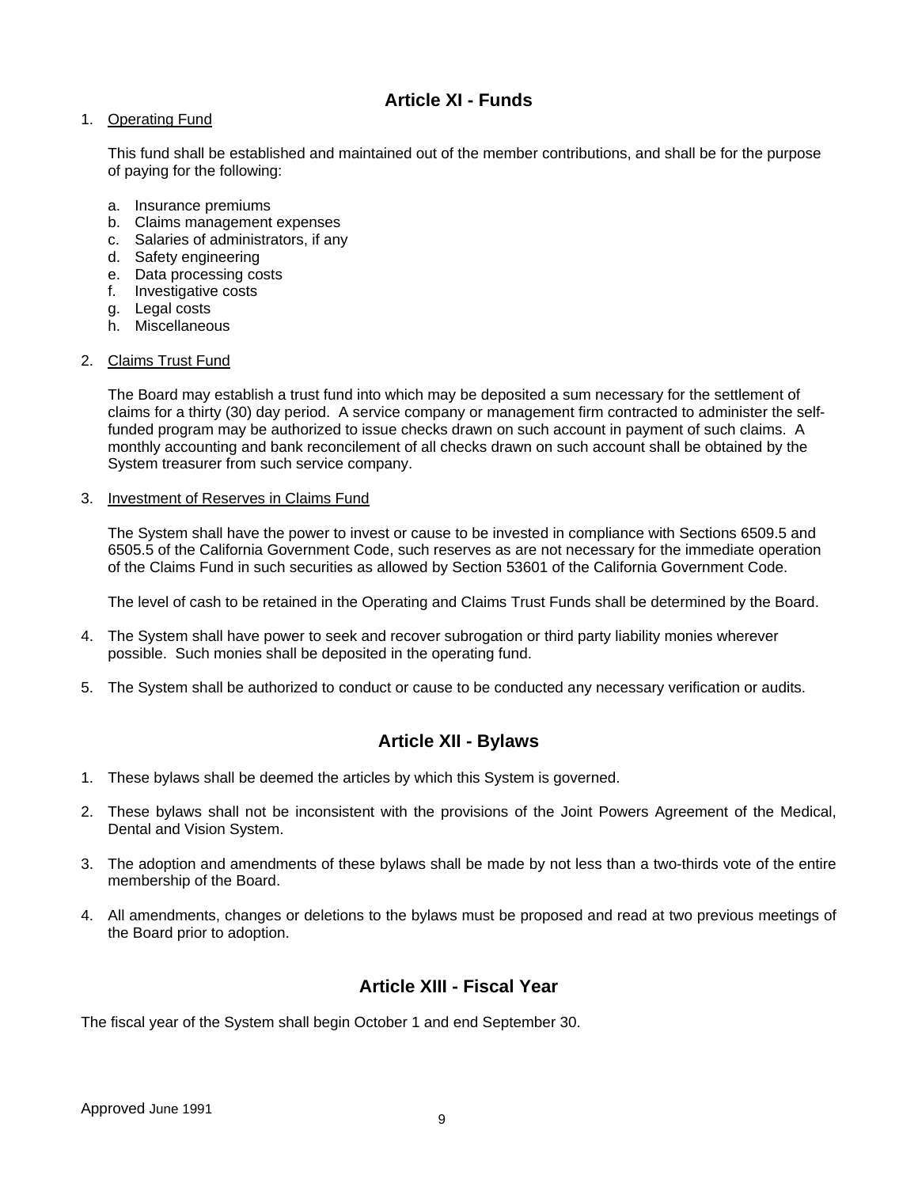## Article XI - Funds

1. Operating Fund

   This fund shall be established and maintained out of the member contributions, and shall be for the purpose of paying for the following:

   a. Insurance premiums
   b. Claims management expenses
   c. Salaries of administrators, if any
   d. Safety engineering
   e. Data processing costs
   f. Investigative costs
   g. Legal costs
   h. Miscellaneous

2. Claims Trust Fund

   The Board may establish a trust fund into which may be deposited a sum necessary for the settlement of claims for a thirty (30) day period. A service company or management firm contracted to administer the self-funded program may be authorized to issue checks drawn on such account in payment of such claims. A monthly accounting and bank reconcilement of all checks drawn on such account shall be obtained by the System treasurer from such service company.

3. Investment of Reserves in Claims Fund

   The System shall have the power to invest or cause to be invested in compliance with Sections 6509.5 and 6505.5 of the California Government Code, such reserves as are not necessary for the immediate operation of the Claims Fund in such securities as allowed by Section 53601 of the California Government Code.

   The level of cash to be retained in the Operating and Claims Trust Funds shall be determined by the Board.

4. The System shall have power to seek and recover subrogation or third party liability monies wherever possible. Such monies shall be deposited in the operating fund.

5. The System shall be authorized to conduct or cause to be conducted any necessary verification or audits.

## Article XII - Bylaws

1. These bylaws shall be deemed the articles by which this System is governed.

2. These bylaws shall not be inconsistent with the provisions of the Joint Powers Agreement of the Medical, Dental and Vision System.

3. The adoption and amendments of these bylaws shall be made by not less than a two-thirds vote of the entire membership of the Board.

4. All amendments, changes or deletions to the bylaws must be proposed and read at two previous meetings of the Board prior to adoption.

## Article XIII - Fiscal Year

The fiscal year of the System shall begin October 1 and end September 30.

Approved June 1991